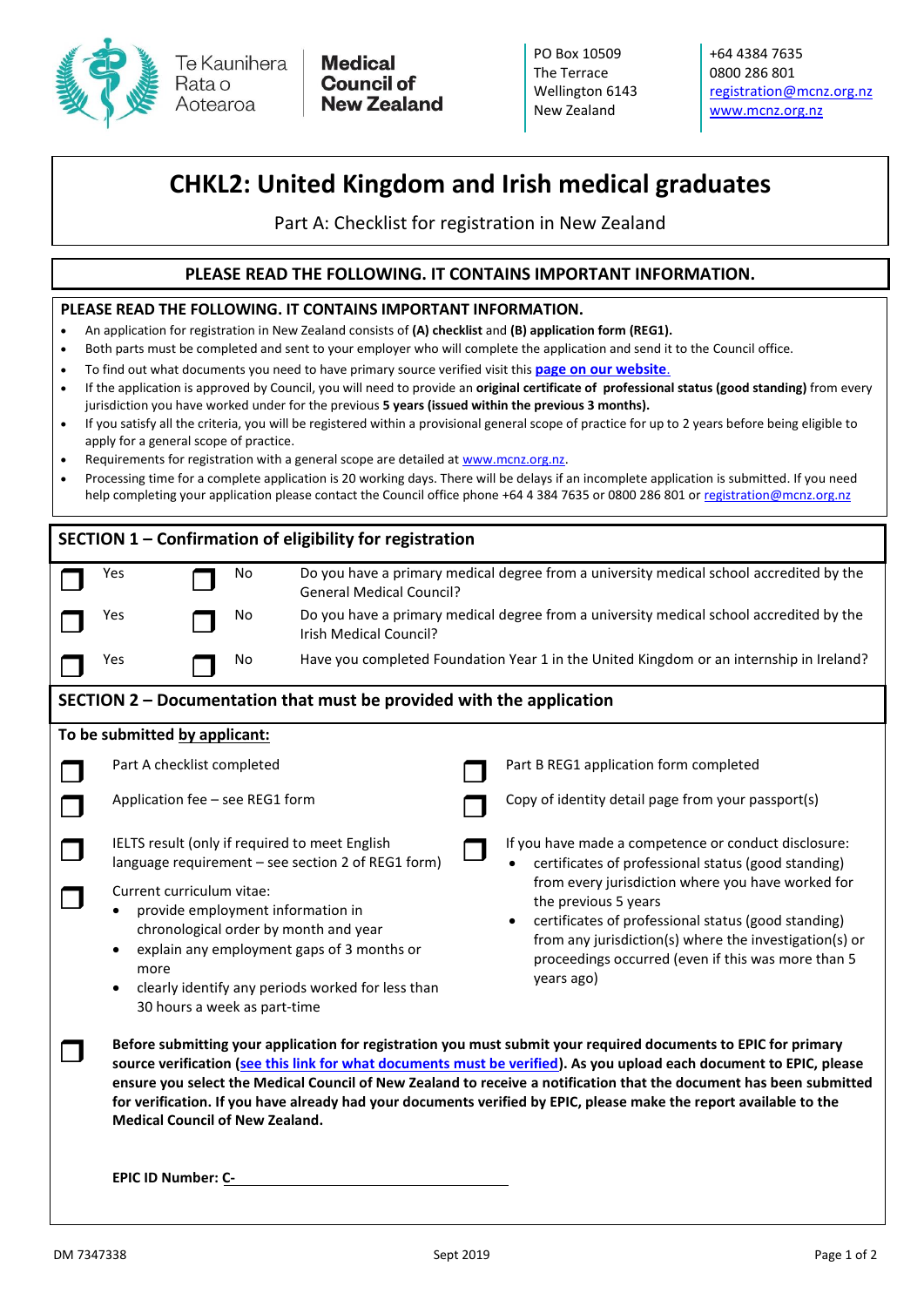Te Kaunihera Rata o Aotearoa **Medical Council of New Zealand**

PO Box 10509
The Terrace
Wellington 6143
New Zealand

+64 4384 7635
0800 286 801
registration@mcnz.org.nz
www.mcnz.org.nz

# CHKL2: United Kingdom and Irish medical graduates

Part A: Checklist for registration in New Zealand

## PLEASE READ THE FOLLOWING. IT CONTAINS IMPORTANT INFORMATION.

**PLEASE READ THE FOLLOWING. IT CONTAINS IMPORTANT INFORMATION.**

- An application for registration in New Zealand consists of **(A) checklist** and **(B) application form (REG1).**
- Both parts must be completed and sent to your employer who will complete the application and send it to the Council office.
- To find out what documents you need to have primary source verified visit this **page on our website**.
- If the application is approved by Council, you will need to provide an **original certificate of professional status (good standing)** from every jurisdiction you have worked under for the previous **5 years (issued within the previous 3 months).**
- If you satisfy all the criteria, you will be registered within a provisional general scope of practice for up to 2 years before being eligible to apply for a general scope of practice.
- Requirements for registration with a general scope are detailed at www.mcnz.org.nz.
- Processing time for a complete application is 20 working days. There will be delays if an incomplete application is submitted. If you need help completing your application please contact the Council office phone +64 4 384 7635 or 0800 286 801 or registration@mcnz.org.nz

## SECTION 1 – Confirmation of eligibility for registration

| | | | | |
|---|---|---|---|---|
| ☐ | Yes | ☐ | No | Do you have a primary medical degree from a university medical school accredited by the General Medical Council? |
| ☐ | Yes | ☐ | No | Do you have a primary medical degree from a university medical school accredited by the Irish Medical Council? |
| ☐ | Yes | ☐ | No | Have you completed Foundation Year 1 in the United Kingdom or an internship in Ireland? |

## SECTION 2 – Documentation that must be provided with the application

**To be submitted by applicant:**

- ☐ Part A checklist completed
- ☐ Part B REG1 application form completed
- ☐ Application fee – see REG1 form
- ☐ Copy of identity detail page from your passport(s)
- ☐ IELTS result (only if required to meet English language requirement – see section 2 of REG1 form)
- ☐ If you have made a competence or conduct disclosure:
  - certificates of professional status (good standing) from every jurisdiction where you have worked for the previous 5 years
  - certificates of professional status (good standing) from any jurisdiction(s) where the investigation(s) or proceedings occurred (even if this was more than 5 years ago)
- ☐ Current curriculum vitae:
  - provide employment information in chronological order by month and year
  - explain any employment gaps of 3 months or more
  - clearly identify any periods worked for less than 30 hours a week as part-time
- ☐ **Before submitting your application for registration you must submit your required documents to EPIC for primary source verification (see this link for what documents must be verified). As you upload each document to EPIC, please ensure you select the Medical Council of New Zealand to receive a notification that the document has been submitted for verification. If you have already had your documents verified by EPIC, please make the report available to the Medical Council of New Zealand.**

**EPIC ID Number: C-** ______________________________

DM 7347338 — Sept 2019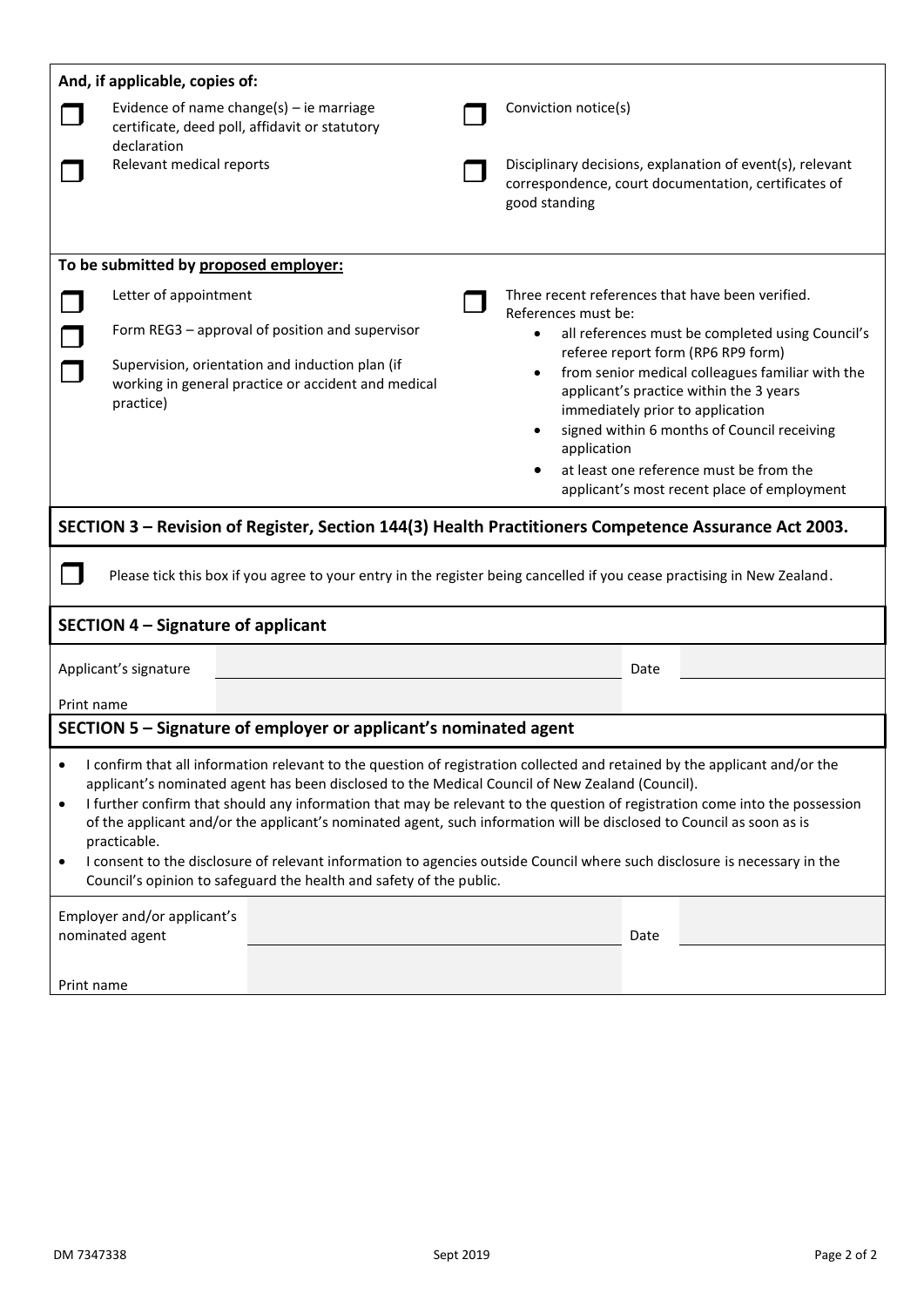**And, if applicable, copies of:**

- ☐ Evidence of name change(s) – ie marriage certificate, deed poll, affidavit or statutory declaration
- ☐ Relevant medical reports
- ☐ Conviction notice(s)
- ☐ Disciplinary decisions, explanation of event(s), relevant correspondence, court documentation, certificates of good standing

**To be submitted by proposed employer:**

- ☐ Letter of appointment
- ☐ Form REG3 – approval of position and supervisor
- ☐ Supervision, orientation and induction plan (if working in general practice or accident and medical practice)
- ☐ Three recent references that have been verified. References must be:
  - all references must be completed using Council's referee report form (RP6 RP9 form)
  - from senior medical colleagues familiar with the applicant's practice within the 3 years immediately prior to application
  - signed within 6 months of Council receiving application
  - at least one reference must be from the applicant's most recent place of employment

## SECTION 3 – Revision of Register, Section 144(3) Health Practitioners Competence Assurance Act 2003.

☐ Please tick this box if you agree to your entry in the register being cancelled if you cease practising in New Zealand.

## SECTION 4 – Signature of applicant

| | | | |
|---|---|---|---|
| Applicant's signature | | Date | |
| Print name | | | |

## SECTION 5 – Signature of employer or applicant's nominated agent

- I confirm that all information relevant to the question of registration collected and retained by the applicant and/or the applicant's nominated agent has been disclosed to the Medical Council of New Zealand (Council).
- I further confirm that should any information that may be relevant to the question of registration come into the possession of the applicant and/or the applicant's nominated agent, such information will be disclosed to Council as soon as is practicable.
- I consent to the disclosure of relevant information to agencies outside Council where such disclosure is necessary in the Council's opinion to safeguard the health and safety of the public.

| | | | |
|---|---|---|---|
| Employer and/or applicant's nominated agent | | Date | |
| Print name | | | |

DM 7347338 Sept 2019